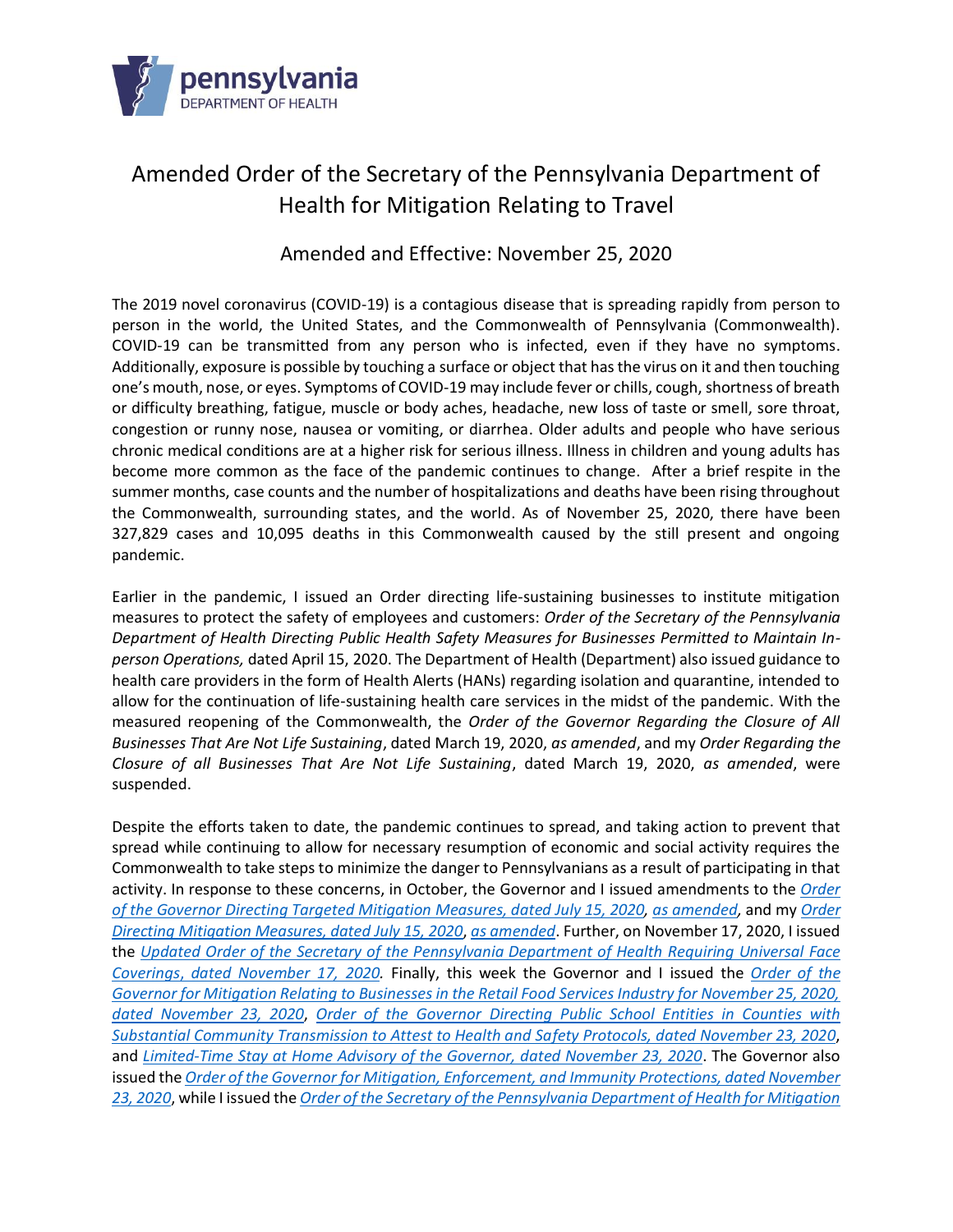# Amended Order of the Secretary of the Pennsylvania Department of Health for Mitigation Relating to Travel

## Amended and Effective: November 25, 2020

The 2019 novel coronavirus (COVID-19) is a contagious disease that is spreading rapidly from person to person in the world, the United States, and the Commonwealth of Pennsylvania (Commonwealth). COVID-19 can be transmitted from any person who is infected, even if they have no symptoms. Additionally, exposure is possible by touching a surface or object that has the virus on it and then touching one's mouth, nose, or eyes. Symptoms of COVID-19 may include fever or chills, cough, shortness of breath or difficulty breathing, fatigue, muscle or body aches, headache, new loss of taste or smell, sore throat, congestion or runny nose, nausea or vomiting, or diarrhea. Older adults and people who have serious chronic medical conditions are at a higher risk for serious illness. Illness in children and young adults has become more common as the face of the pandemic continues to change. After a brief respite in the summer months, case counts and the number of hospitalizations and deaths have been rising throughout the Commonwealth, surrounding states, and the world. As of November 25, 2020, there have been 327,829 cases and 10,095 deaths in this Commonwealth caused by the still present and ongoing pandemic.

Earlier in the pandemic, I issued an Order directing life-sustaining businesses to institute mitigation measures to protect the safety of employees and customers: *Order of the Secretary of the Pennsylvania Department of Health Directing Public Health Safety Measures for Businesses Permitted to Maintain In-person Operations,* dated April 15, 2020. The Department of Health (Department) also issued guidance to health care providers in the form of Health Alerts (HANs) regarding isolation and quarantine, intended to allow for the continuation of life-sustaining health care services in the midst of the pandemic. With the measured reopening of the Commonwealth, the *Order of the Governor Regarding the Closure of All Businesses That Are Not Life Sustaining*, dated March 19, 2020, *as amended*, and my *Order Regarding the Closure of all Businesses That Are Not Life Sustaining*, dated March 19, 2020, *as amended*, were suspended.

Despite the efforts taken to date, the pandemic continues to spread, and taking action to prevent that spread while continuing to allow for necessary resumption of economic and social activity requires the Commonwealth to take steps to minimize the danger to Pennsylvanians as a result of participating in that activity. In response to these concerns, in October, the Governor and I issued amendments to the *Order of the Governor Directing Targeted Mitigation Measures, dated July 15, 2020, as amended,* and my *Order Directing Mitigation Measures, dated July 15, 2020, as amended*. Further, on November 17, 2020, I issued the *Updated Order of the Secretary of the Pennsylvania Department of Health Requiring Universal Face Coverings, dated November 17, 2020.* Finally, this week the Governor and I issued the *Order of the Governor for Mitigation Relating to Businesses in the Retail Food Services Industry for November 25, 2020, dated November 23, 2020*, *Order of the Governor Directing Public School Entities in Counties with Substantial Community Transmission to Attest to Health and Safety Protocols, dated November 23, 2020*, and *Limited-Time Stay at Home Advisory of the Governor, dated November 23, 2020*. The Governor also issued the *Order of the Governor for Mitigation, Enforcement, and Immunity Protections, dated November 23, 2020*, while I issued the *Order of the Secretary of the Pennsylvania Department of Health for Mitigation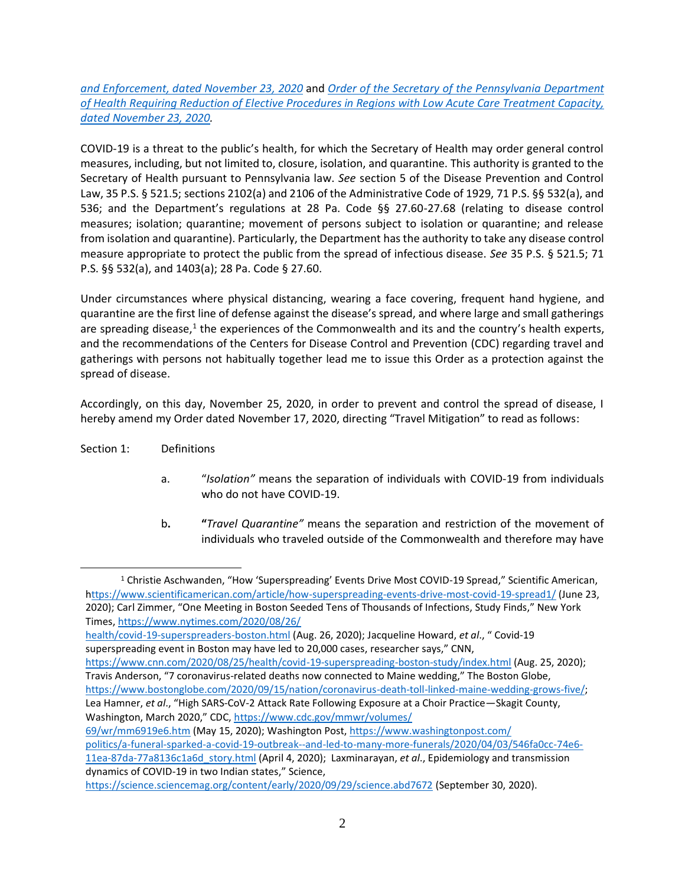*and Enforcement, dated November 23, 2020* and *Order of the Secretary of the Pennsylvania Department of Health Requiring Reduction of Elective Procedures in Regions with Low Acute Care Treatment Capacity, dated November 23, 2020.*

COVID-19 is a threat to the public's health, for which the Secretary of Health may order general control measures, including, but not limited to, closure, isolation, and quarantine. This authority is granted to the Secretary of Health pursuant to Pennsylvania law. *See* section 5 of the Disease Prevention and Control Law, 35 P.S. § 521.5; sections 2102(a) and 2106 of the Administrative Code of 1929, 71 P.S. §§ 532(a), and 536; and the Department's regulations at 28 Pa. Code §§ 27.60-27.68 (relating to disease control measures; isolation; quarantine; movement of persons subject to isolation or quarantine; and release from isolation and quarantine). Particularly, the Department has the authority to take any disease control measure appropriate to protect the public from the spread of infectious disease. *See* 35 P.S. § 521.5; 71 P.S. §§ 532(a), and 1403(a); 28 Pa. Code § 27.60.

Under circumstances where physical distancing, wearing a face covering, frequent hand hygiene, and quarantine are the first line of defense against the disease's spread, and where large and small gatherings are spreading disease,[1] the experiences of the Commonwealth and its and the country's health experts, and the recommendations of the Centers for Disease Control and Prevention (CDC) regarding travel and gatherings with persons not habitually together lead me to issue this Order as a protection against the spread of disease.

Accordingly, on this day, November 25, 2020, in order to prevent and control the spread of disease, I hereby amend my Order dated November 17, 2020, directing "Travel Mitigation" to read as follows:

Section 1: Definitions

a. "*Isolation"* means the separation of individuals with COVID-19 from individuals who do not have COVID-19.

b. **"***Travel Quarantine"* means the separation and restriction of the movement of individuals who traveled outside of the Commonwealth and therefore may have

---

[1] Christie Aschwanden, "How 'Superspreading' Events Drive Most COVID-19 Spread," Scientific American, https://www.scientificamerican.com/article/how-superspreading-events-drive-most-covid-19-spread1/ (June 23, 2020); Carl Zimmer, "One Meeting in Boston Seeded Tens of Thousands of Infections, Study Finds," New York Times, https://www.nytimes.com/2020/08/26/health/covid-19-superspreaders-boston.html (Aug. 26, 2020); Jacqueline Howard, *et al*., " Covid-19 superspreading event in Boston may have led to 20,000 cases, researcher says," CNN, https://www.cnn.com/2020/08/25/health/covid-19-superspreading-boston-study/index.html (Aug. 25, 2020); Travis Anderson, "7 coronavirus-related deaths now connected to Maine wedding," The Boston Globe, https://www.bostonglobe.com/2020/09/15/nation/coronavirus-death-toll-linked-maine-wedding-grows-five/; Lea Hamner, *et al*., "High SARS-CoV-2 Attack Rate Following Exposure at a Choir Practice—Skagit County, Washington, March 2020," CDC, https://www.cdc.gov/mmwr/volumes/69/wr/mm6919e6.htm (May 15, 2020); Washington Post, https://www.washingtonpost.com/politics/a-funeral-sparked-a-covid-19-outbreak--and-led-to-many-more-funerals/2020/04/03/546fa0cc-74e6-11ea-87da-77a8136c1a6d_story.html (April 4, 2020); Laxminarayan, *et al*., Epidemiology and transmission dynamics of COVID-19 in two Indian states," Science, https://science.sciencemag.org/content/early/2020/09/29/science.abd7672 (September 30, 2020).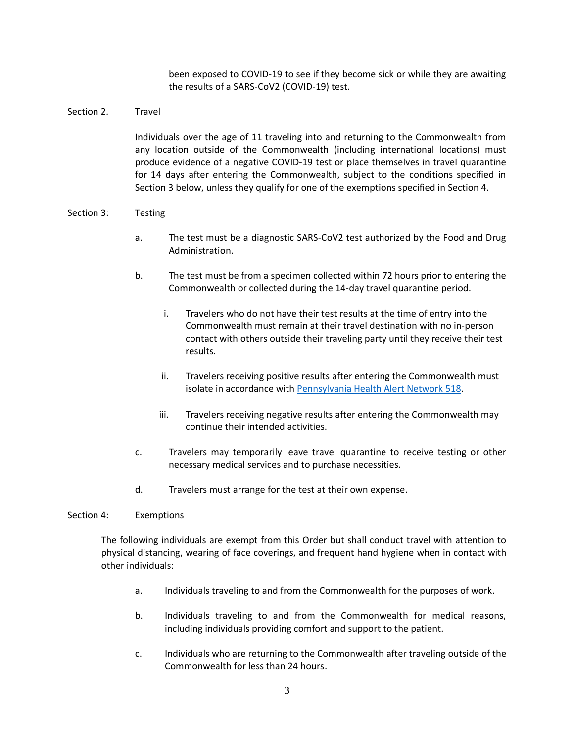been exposed to COVID-19 to see if they become sick or while they are awaiting the results of a SARS-CoV2 (COVID-19) test.

Section 2. Travel

Individuals over the age of 11 traveling into and returning to the Commonwealth from any location outside of the Commonwealth (including international locations) must produce evidence of a negative COVID-19 test or place themselves in travel quarantine for 14 days after entering the Commonwealth, subject to the conditions specified in Section 3 below, unless they qualify for one of the exemptions specified in Section 4.

Section 3: Testing

a. The test must be a diagnostic SARS-CoV2 test authorized by the Food and Drug Administration.

b. The test must be from a specimen collected within 72 hours prior to entering the Commonwealth or collected during the 14-day travel quarantine period.

   i. Travelers who do not have their test results at the time of entry into the Commonwealth must remain at their travel destination with no in-person contact with others outside their traveling party until they receive their test results.

   ii. Travelers receiving positive results after entering the Commonwealth must isolate in accordance with Pennsylvania Health Alert Network 518.

   iii. Travelers receiving negative results after entering the Commonwealth may continue their intended activities.

c. Travelers may temporarily leave travel quarantine to receive testing or other necessary medical services and to purchase necessities.

d. Travelers must arrange for the test at their own expense.

Section 4: Exemptions

The following individuals are exempt from this Order but shall conduct travel with attention to physical distancing, wearing of face coverings, and frequent hand hygiene when in contact with other individuals:

a. Individuals traveling to and from the Commonwealth for the purposes of work.

b. Individuals traveling to and from the Commonwealth for medical reasons, including individuals providing comfort and support to the patient.

c. Individuals who are returning to the Commonwealth after traveling outside of the Commonwealth for less than 24 hours.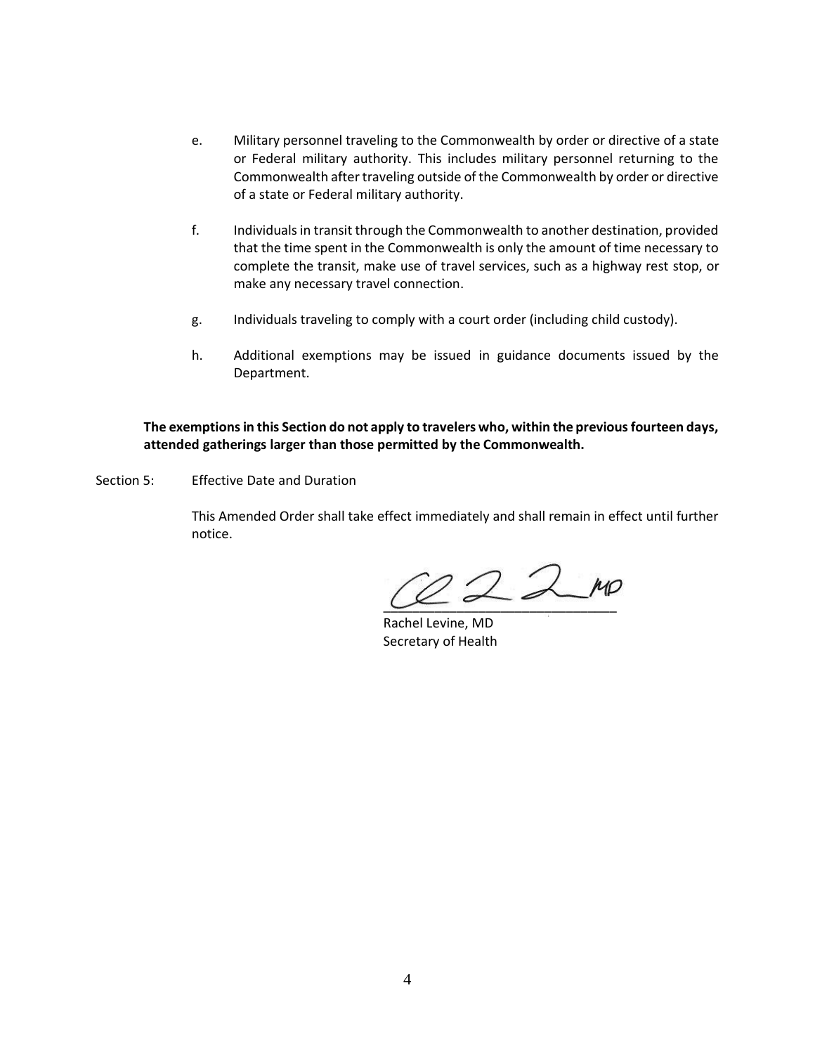e. Military personnel traveling to the Commonwealth by order or directive of a state or Federal military authority. This includes military personnel returning to the Commonwealth after traveling outside of the Commonwealth by order or directive of a state or Federal military authority.

f. Individuals in transit through the Commonwealth to another destination, provided that the time spent in the Commonwealth is only the amount of time necessary to complete the transit, make use of travel services, such as a highway rest stop, or make any necessary travel connection.

g. Individuals traveling to comply with a court order (including child custody).

h. Additional exemptions may be issued in guidance documents issued by the Department.

**The exemptions in this Section do not apply to travelers who, within the previous fourteen days, attended gatherings larger than those permitted by the Commonwealth.**

Section 5: Effective Date and Duration

This Amended Order shall take effect immediately and shall remain in effect until further notice.

Rachel Levine, MD
Secretary of Health